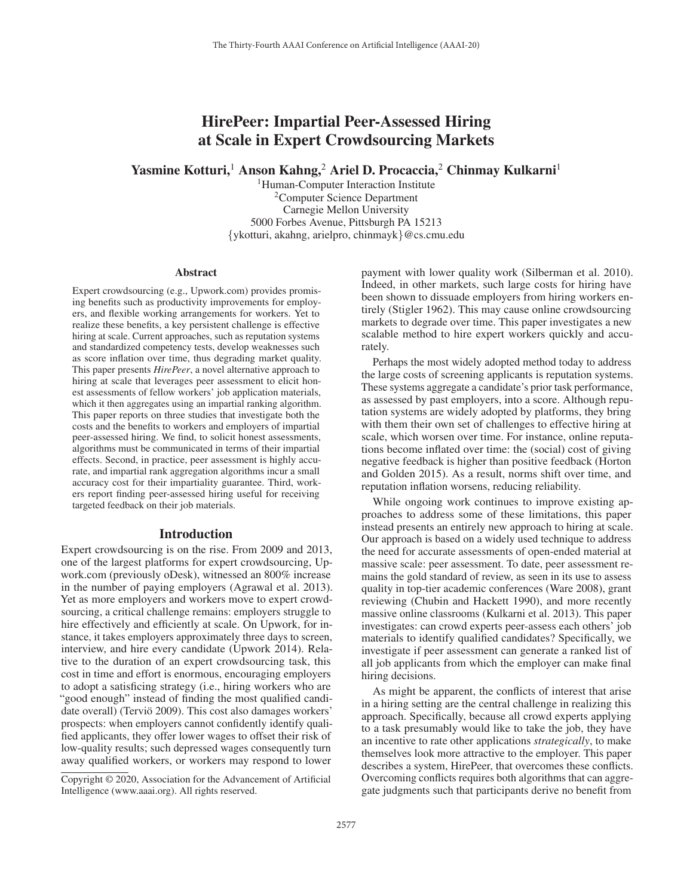# HirePeer: Impartial Peer-Assessed Hiring at Scale in Expert Crowdsourcing Markets

**Yasmine Kotturi,[1] Anson Kahng,[2] Ariel D. Procaccia,[2] Chinmay Kulkarni[1]**

[1]Human-Computer Interaction Institute
[2]Computer Science Department
Carnegie Mellon University
5000 Forbes Avenue, Pittsburgh PA 15213
{ykotturi, akahng, arielpro, chinmayk}@cs.cmu.edu

## Abstract

Expert crowdsourcing (e.g., Upwork.com) provides promising benefits such as productivity improvements for employers, and flexible working arrangements for workers. Yet to realize these benefits, a key persistent challenge is effective hiring at scale. Current approaches, such as reputation systems and standardized competency tests, develop weaknesses such as score inflation over time, thus degrading market quality. This paper presents *HirePeer*, a novel alternative approach to hiring at scale that leverages peer assessment to elicit honest assessments of fellow workers' job application materials, which it then aggregates using an impartial ranking algorithm. This paper reports on three studies that investigate both the costs and the benefits to workers and employers of impartial peer-assessed hiring. We find, to solicit honest assessments, algorithms must be communicated in terms of their impartial effects. Second, in practice, peer assessment is highly accurate, and impartial rank aggregation algorithms incur a small accuracy cost for their impartiality guarantee. Third, workers report finding peer-assessed hiring useful for receiving targeted feedback on their job materials.

## Introduction

Expert crowdsourcing is on the rise. From 2009 and 2013, one of the largest platforms for expert crowdsourcing, Upwork.com (previously oDesk), witnessed an 800% increase in the number of paying employers (Agrawal et al. 2013). Yet as more employers and workers move to expert crowdsourcing, a critical challenge remains: employers struggle to hire effectively and efficiently at scale. On Upwork, for instance, it takes employers approximately three days to screen, interview, and hire every candidate (Upwork 2014). Relative to the duration of an expert crowdsourcing task, this cost in time and effort is enormous, encouraging employers to adopt a satisficing strategy (i.e., hiring workers who are "good enough" instead of finding the most qualified candidate overall) (Terviö 2009). This cost also damages workers' prospects: when employers cannot confidently identify qualified applicants, they offer lower wages to offset their risk of low-quality results; such depressed wages consequently turn away qualified workers, or workers may respond to lower payment with lower quality work (Silberman et al. 2010). Indeed, in other markets, such large costs for hiring have been shown to dissuade employers from hiring workers entirely (Stigler 1962). This may cause online crowdsourcing markets to degrade over time. This paper investigates a new scalable method to hire expert workers quickly and accurately.

Perhaps the most widely adopted method today to address the large costs of screening applicants is reputation systems. These systems aggregate a candidate's prior task performance, as assessed by past employers, into a score. Although reputation systems are widely adopted by platforms, they bring with them their own set of challenges to effective hiring at scale, which worsen over time. For instance, online reputations become inflated over time: the (social) cost of giving negative feedback is higher than positive feedback (Horton and Golden 2015). As a result, norms shift over time, and reputation inflation worsens, reducing reliability.

While ongoing work continues to improve existing approaches to address some of these limitations, this paper instead presents an entirely new approach to hiring at scale. Our approach is based on a widely used technique to address the need for accurate assessments of open-ended material at massive scale: peer assessment. To date, peer assessment remains the gold standard of review, as seen in its use to assess quality in top-tier academic conferences (Ware 2008), grant reviewing (Chubin and Hackett 1990), and more recently massive online classrooms (Kulkarni et al. 2013). This paper investigates: can crowd experts peer-assess each others' job materials to identify qualified candidates? Specifically, we investigate if peer assessment can generate a ranked list of all job applicants from which the employer can make final hiring decisions.

As might be apparent, the conflicts of interest that arise in a hiring setting are the central challenge in realizing this approach. Specifically, because all crowd experts applying to a task presumably would like to take the job, they have an incentive to rate other applications *strategically*, to make themselves look more attractive to the employer. This paper describes a system, HirePeer, that overcomes these conflicts. Overcoming conflicts requires both algorithms that can aggregate judgments such that participants derive no benefit from

Copyright © 2020, Association for the Advancement of Artificial Intelligence (www.aaai.org). All rights reserved.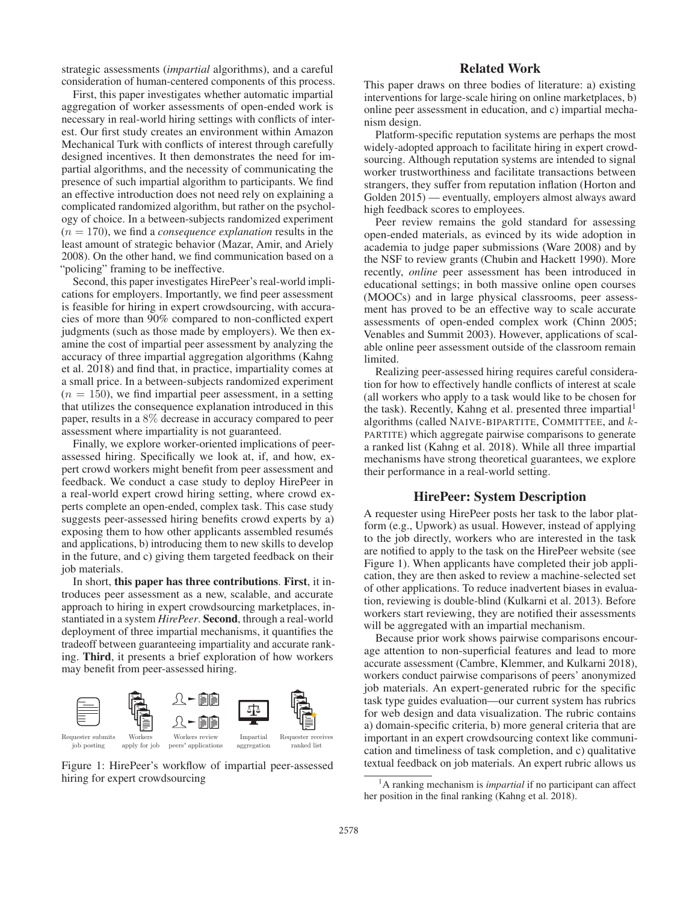strategic assessments (*impartial* algorithms), and a careful consideration of human-centered components of this process.

First, this paper investigates whether automatic impartial aggregation of worker assessments of open-ended work is necessary in real-world hiring settings with conflicts of interest. Our first study creates an environment within Amazon Mechanical Turk with conflicts of interest through carefully designed incentives. It then demonstrates the need for impartial algorithms, and the necessity of communicating the presence of such impartial algorithm to participants. We find an effective introduction does not need rely on explaining a complicated randomized algorithm, but rather on the psychology of choice. In a between-subjects randomized experiment ($n = 170$), we find a *consequence explanation* results in the least amount of strategic behavior (Mazar, Amir, and Ariely 2008). On the other hand, we find communication based on a "policing" framing to be ineffective.

Second, this paper investigates HirePeer's real-world implications for employers. Importantly, we find peer assessment is feasible for hiring in expert crowdsourcing, with accuracies of more than 90% compared to non-conflicted expert judgments (such as those made by employers). We then examine the cost of impartial peer assessment by analyzing the accuracy of three impartial aggregation algorithms (Kahng et al. 2018) and find that, in practice, impartiality comes at a small price. In a between-subjects randomized experiment ($n = 150$), we find impartial peer assessment, in a setting that utilizes the consequence explanation introduced in this paper, results in a $8\%$ decrease in accuracy compared to peer assessment where impartiality is not guaranteed.

Finally, we explore worker-oriented implications of peer-assessed hiring. Specifically we look at, if, and how, expert crowd workers might benefit from peer assessment and feedback. We conduct a case study to deploy HirePeer in a real-world expert crowd hiring setting, where crowd experts complete an open-ended, complex task. This case study suggests peer-assessed hiring benefits crowd experts by a) exposing them to how other applicants assembled resumés and applications, b) introducing them to new skills to develop in the future, and c) giving them targeted feedback on their job materials.

In short, **this paper has three contributions**. **First**, it introduces peer assessment as a new, scalable, and accurate approach to hiring in expert crowdsourcing marketplaces, instantiated in a system *HirePeer*. **Second**, through a real-world deployment of three impartial mechanisms, it quantifies the tradeoff between guaranteeing impartiality and accurate ranking. **Third**, it presents a brief exploration of how workers may benefit from peer-assessed hiring.

Requester submits job posting | Workers apply for job | Workers review peers' applications | Impartial aggregation | Requester receives ranked list

Figure 1: HirePeer's workflow of impartial peer-assessed hiring for expert crowdsourcing

## Related Work

This paper draws on three bodies of literature: a) existing interventions for large-scale hiring on online marketplaces, b) online peer assessment in education, and c) impartial mechanism design.

Platform-specific reputation systems are perhaps the most widely-adopted approach to facilitate hiring in expert crowdsourcing. Although reputation systems are intended to signal worker trustworthiness and facilitate transactions between strangers, they suffer from reputation inflation (Horton and Golden 2015) — eventually, employers almost always award high feedback scores to employees.

Peer review remains the gold standard for assessing open-ended materials, as evinced by its wide adoption in academia to judge paper submissions (Ware 2008) and by the NSF to review grants (Chubin and Hackett 1990). More recently, *online* peer assessment has been introduced in educational settings; in both massive online open courses (MOOCs) and in large physical classrooms, peer assessment has proved to be an effective way to scale accurate assessments of open-ended complex work (Chinn 2005; Venables and Summit 2003). However, applications of scalable online peer assessment outside of the classroom remain limited.

Realizing peer-assessed hiring requires careful consideration for how to effectively handle conflicts of interest at scale (all workers who apply to a task would like to be chosen for the task). Recently, Kahng et al. presented three impartial[1] algorithms (called NAIVE-BIPARTITE, COMMITTEE, and $k$-PARTITE) which aggregate pairwise comparisons to generate a ranked list (Kahng et al. 2018). While all three impartial mechanisms have strong theoretical guarantees, we explore their performance in a real-world setting.

## HirePeer: System Description

A requester using HirePeer posts her task to the labor platform (e.g., Upwork) as usual. However, instead of applying to the job directly, workers who are interested in the task are notified to apply to the task on the HirePeer website (see Figure 1). When applicants have completed their job application, they are then asked to review a machine-selected set of other applications. To reduce inadvertent biases in evaluation, reviewing is double-blind (Kulkarni et al. 2013). Before workers start reviewing, they are notified their assessments will be aggregated with an impartial mechanism.

Because prior work shows pairwise comparisons encourage attention to non-superficial features and lead to more accurate assessment (Cambre, Klemmer, and Kulkarni 2018), workers conduct pairwise comparisons of peers' anonymized job materials. An expert-generated rubric for the specific task type guides evaluation—our current system has rubrics for web design and data visualization. The rubric contains a) domain-specific criteria, b) more general criteria that are important in an expert crowdsourcing context like communication and timeliness of task completion, and c) qualitative textual feedback on job materials. An expert rubric allows us

[1] A ranking mechanism is *impartial* if no participant can affect her position in the final ranking (Kahng et al. 2018).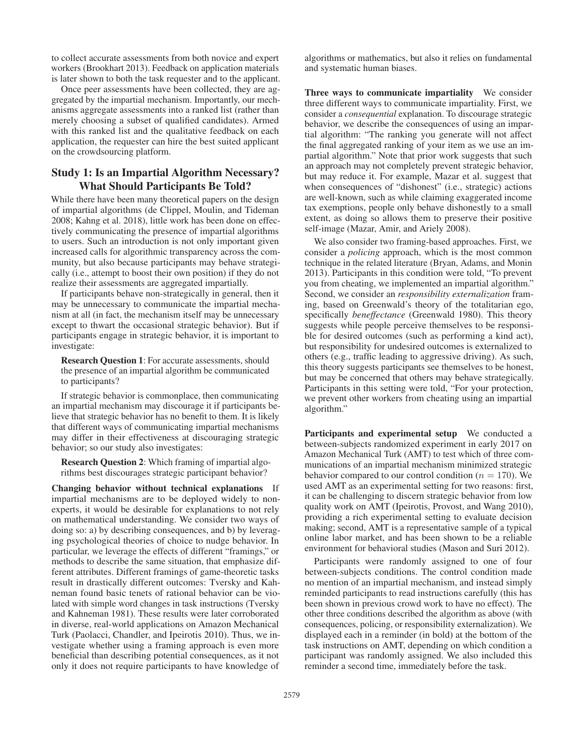to collect accurate assessments from both novice and expert workers (Brookhart 2013). Feedback on application materials is later shown to both the task requester and to the applicant.

Once peer assessments have been collected, they are aggregated by the impartial mechanism. Importantly, our mechanisms aggregate assessments into a ranked list (rather than merely choosing a subset of qualified candidates). Armed with this ranked list and the qualitative feedback on each application, the requester can hire the best suited applicant on the crowdsourcing platform.

## Study 1: Is an Impartial Algorithm Necessary? What Should Participants Be Told?

While there have been many theoretical papers on the design of impartial algorithms (de Clippel, Moulin, and Tideman 2008; Kahng et al. 2018), little work has been done on effectively communicating the presence of impartial algorithms to users. Such an introduction is not only important given increased calls for algorithmic transparency across the community, but also because participants may behave strategically (i.e., attempt to boost their own position) if they do not realize their assessments are aggregated impartially.

If participants behave non-strategically in general, then it may be unnecessary to communicate the impartial mechanism at all (in fact, the mechanism itself may be unnecessary except to thwart the occasional strategic behavior). But if participants engage in strategic behavior, it is important to investigate:

**Research Question 1**: For accurate assessments, should the presence of an impartial algorithm be communicated to participants?

If strategic behavior is commonplace, then communicating an impartial mechanism may discourage it if participants believe that strategic behavior has no benefit to them. It is likely that different ways of communicating impartial mechanisms may differ in their effectiveness at discouraging strategic behavior; so our study also investigates:

**Research Question 2**: Which framing of impartial algorithms best discourages strategic participant behavior?

**Changing behavior without technical explanations** If impartial mechanisms are to be deployed widely to non-experts, it would be desirable for explanations to not rely on mathematical understanding. We consider two ways of doing so: a) by describing consequences, and b) by leveraging psychological theories of choice to nudge behavior. In particular, we leverage the effects of different "framings," or methods to describe the same situation, that emphasize different attributes. Different framings of game-theoretic tasks result in drastically different outcomes: Tversky and Kahneman found basic tenets of rational behavior can be violated with simple word changes in task instructions (Tversky and Kahneman 1981). These results were later corroborated in diverse, real-world applications on Amazon Mechanical Turk (Paolacci, Chandler, and Ipeirotis 2010). Thus, we investigate whether using a framing approach is even more beneficial than describing potential consequences, as it not only it does not require participants to have knowledge of algorithms or mathematics, but also it relies on fundamental and systematic human biases.

**Three ways to communicate impartiality** We consider three different ways to communicate impartiality. First, we consider a *consequential* explanation. To discourage strategic behavior, we describe the consequences of using an impartial algorithm: "The ranking you generate will not affect the final aggregated ranking of your item as we use an impartial algorithm." Note that prior work suggests that such an approach may not completely prevent strategic behavior, but may reduce it. For example, Mazar et al. suggest that when consequences of "dishonest" (i.e., strategic) actions are well-known, such as while claiming exaggerated income tax exemptions, people only behave dishonestly to a small extent, as doing so allows them to preserve their positive self-image (Mazar, Amir, and Ariely 2008).

We also consider two framing-based approaches. First, we consider a *policing* approach, which is the most common technique in the related literature (Bryan, Adams, and Monin 2013). Participants in this condition were told, "To prevent you from cheating, we implemented an impartial algorithm." Second, we consider an *responsibility externalization* framing, based on Greenwald's theory of the totalitarian ego, specifically *beneffectance* (Greenwald 1980). This theory suggests while people perceive themselves to be responsible for desired outcomes (such as performing a kind act), but responsibility for undesired outcomes is externalized to others (e.g., traffic leading to aggressive driving). As such, this theory suggests participants see themselves to be honest, but may be concerned that others may behave strategically. Participants in this setting were told, "For your protection, we prevent other workers from cheating using an impartial algorithm."

**Participants and experimental setup** We conducted a between-subjects randomized experiment in early 2017 on Amazon Mechanical Turk (AMT) to test which of three communications of an impartial mechanism minimized strategic behavior compared to our control condition ($n = 170$). We used AMT as an experimental setting for two reasons: first, it can be challenging to discern strategic behavior from low quality work on AMT (Ipeirotis, Provost, and Wang 2010), providing a rich experimental setting to evaluate decision making; second, AMT is a representative sample of a typical online labor market, and has been shown to be a reliable environment for behavioral studies (Mason and Suri 2012).

Participants were randomly assigned to one of four between-subjects conditions. The control condition made no mention of an impartial mechanism, and instead simply reminded participants to read instructions carefully (this has been shown in previous crowd work to have no effect). The other three conditions described the algorithm as above (with consequences, policing, or responsibility externalization). We displayed each in a reminder (in bold) at the bottom of the task instructions on AMT, depending on which condition a participant was randomly assigned. We also included this reminder a second time, immediately before the task.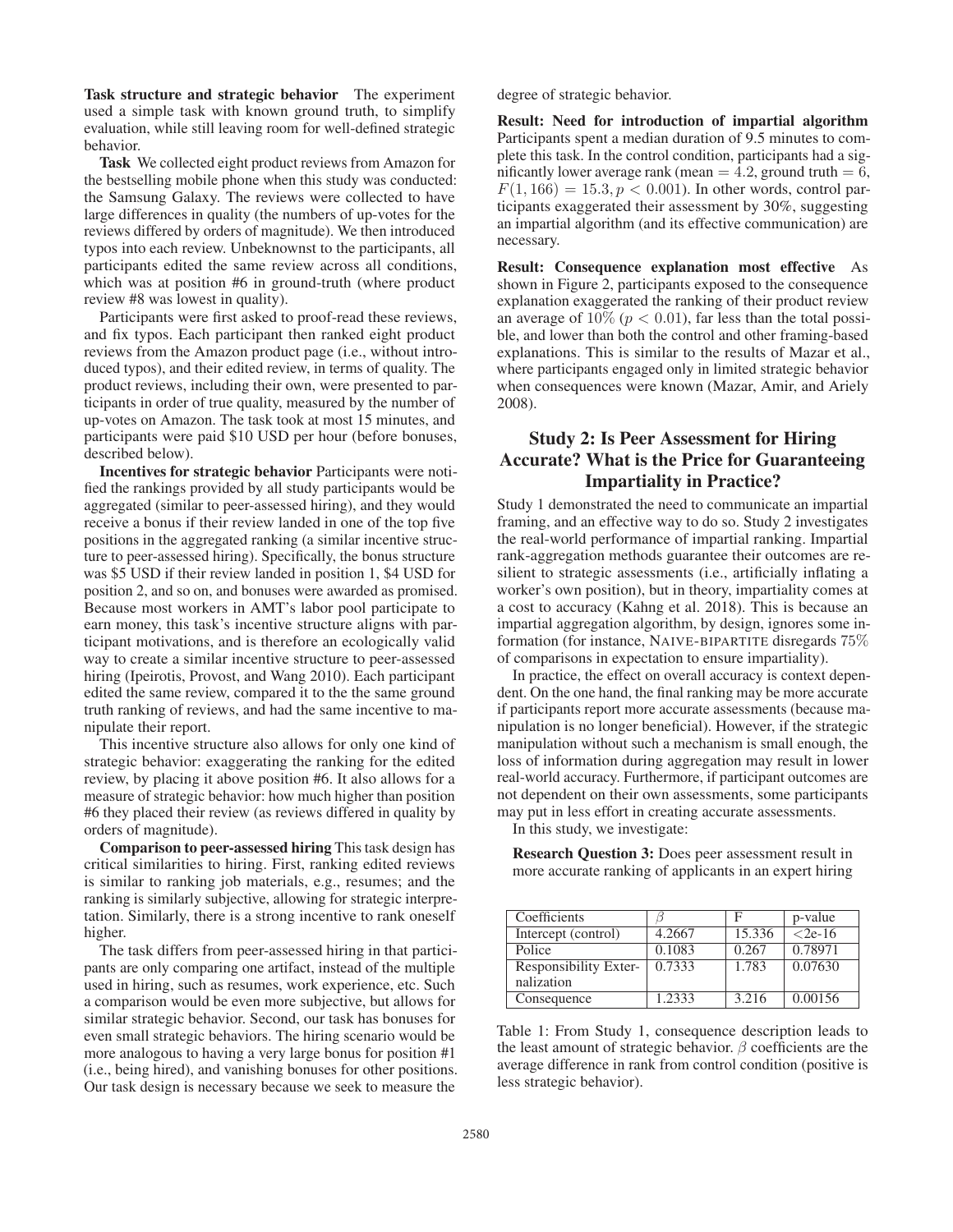**Task structure and strategic behavior** The experiment used a simple task with known ground truth, to simplify evaluation, while still leaving room for well-defined strategic behavior.

**Task** We collected eight product reviews from Amazon for the bestselling mobile phone when this study was conducted: the Samsung Galaxy. The reviews were collected to have large differences in quality (the numbers of up-votes for the reviews differed by orders of magnitude). We then introduced typos into each review. Unbeknownst to the participants, all participants edited the same review across all conditions, which was at position #6 in ground-truth (where product review #8 was lowest in quality).

Participants were first asked to proof-read these reviews, and fix typos. Each participant then ranked eight product reviews from the Amazon product page (i.e., without introduced typos), and their edited review, in terms of quality. The product reviews, including their own, were presented to participants in order of true quality, measured by the number of up-votes on Amazon. The task took at most 15 minutes, and participants were paid \$10 USD per hour (before bonuses, described below).

**Incentives for strategic behavior** Participants were notified the rankings provided by all study participants would be aggregated (similar to peer-assessed hiring), and they would receive a bonus if their review landed in one of the top five positions in the aggregated ranking (a similar incentive structure to peer-assessed hiring). Specifically, the bonus structure was \$5 USD if their review landed in position 1, \$4 USD for position 2, and so on, and bonuses were awarded as promised. Because most workers in AMT's labor pool participate to earn money, this task's incentive structure aligns with participant motivations, and is therefore an ecologically valid way to create a similar incentive structure to peer-assessed hiring (Ipeirotis, Provost, and Wang 2010). Each participant edited the same review, compared it to the the same ground truth ranking of reviews, and had the same incentive to manipulate their report.

This incentive structure also allows for only one kind of strategic behavior: exaggerating the ranking for the edited review, by placing it above position #6. It also allows for a measure of strategic behavior: how much higher than position #6 they placed their review (as reviews differed in quality by orders of magnitude).

**Comparison to peer-assessed hiring** This task design has critical similarities to hiring. First, ranking edited reviews is similar to ranking job materials, e.g., resumes; and the ranking is similarly subjective, allowing for strategic interpretation. Similarly, there is a strong incentive to rank oneself higher.

The task differs from peer-assessed hiring in that participants are only comparing one artifact, instead of the multiple used in hiring, such as resumes, work experience, etc. Such a comparison would be even more subjective, but allows for similar strategic behavior. Second, our task has bonuses for even small strategic behaviors. The hiring scenario would be more analogous to having a very large bonus for position #1 (i.e., being hired), and vanishing bonuses for other positions. Our task design is necessary because we seek to measure the degree of strategic behavior.

**Result: Need for introduction of impartial algorithm** Participants spent a median duration of 9.5 minutes to complete this task. In the control condition, participants had a significantly lower average rank (mean $= 4.2$, ground truth $= 6$, $F(1, 166) = 15.3, p < 0.001$). In other words, control participants exaggerated their assessment by 30%, suggesting an impartial algorithm (and its effective communication) are necessary.

**Result: Consequence explanation most effective** As shown in Figure 2, participants exposed to the consequence explanation exaggerated the ranking of their product review an average of $10\%$ ($p < 0.01$), far less than the total possible, and lower than both the control and other framing-based explanations. This is similar to the results of Mazar et al., where participants engaged only in limited strategic behavior when consequences were known (Mazar, Amir, and Ariely 2008).

## Study 2: Is Peer Assessment for Hiring Accurate? What is the Price for Guaranteeing Impartiality in Practice?

Study 1 demonstrated the need to communicate an impartial framing, and an effective way to do so. Study 2 investigates the real-world performance of impartial ranking. Impartial rank-aggregation methods guarantee their outcomes are resilient to strategic assessments (i.e., artificially inflating a worker's own position), but in theory, impartiality comes at a cost to accuracy (Kahng et al. 2018). This is because an impartial aggregation algorithm, by design, ignores some information (for instance, NAIVE-BIPARTITE disregards $75\%$ of comparisons in expectation to ensure impartiality).

In practice, the effect on overall accuracy is context dependent. On the one hand, the final ranking may be more accurate if participants report more accurate assessments (because manipulation is no longer beneficial). However, if the strategic manipulation without such a mechanism is small enough, the loss of information during aggregation may result in lower real-world accuracy. Furthermore, if participant outcomes are not dependent on their own assessments, some participants may put in less effort in creating accurate assessments.

In this study, we investigate:

**Research Question 3:** Does peer assessment result in more accurate ranking of applicants in an expert hiring

| Coefficients | $\beta$ | F | p-value |
|---|---|---|---|
| Intercept (control) | 4.2667 | 15.336 | <2e-16 |
| Police | 0.1083 | 0.267 | 0.78971 |
| Responsibility Externalization | 0.7333 | 1.783 | 0.07630 |
| Consequence | 1.2333 | 3.216 | 0.00156 |

Table 1: From Study 1, consequence description leads to the least amount of strategic behavior. $\beta$ coefficients are the average difference in rank from control condition (positive is less strategic behavior).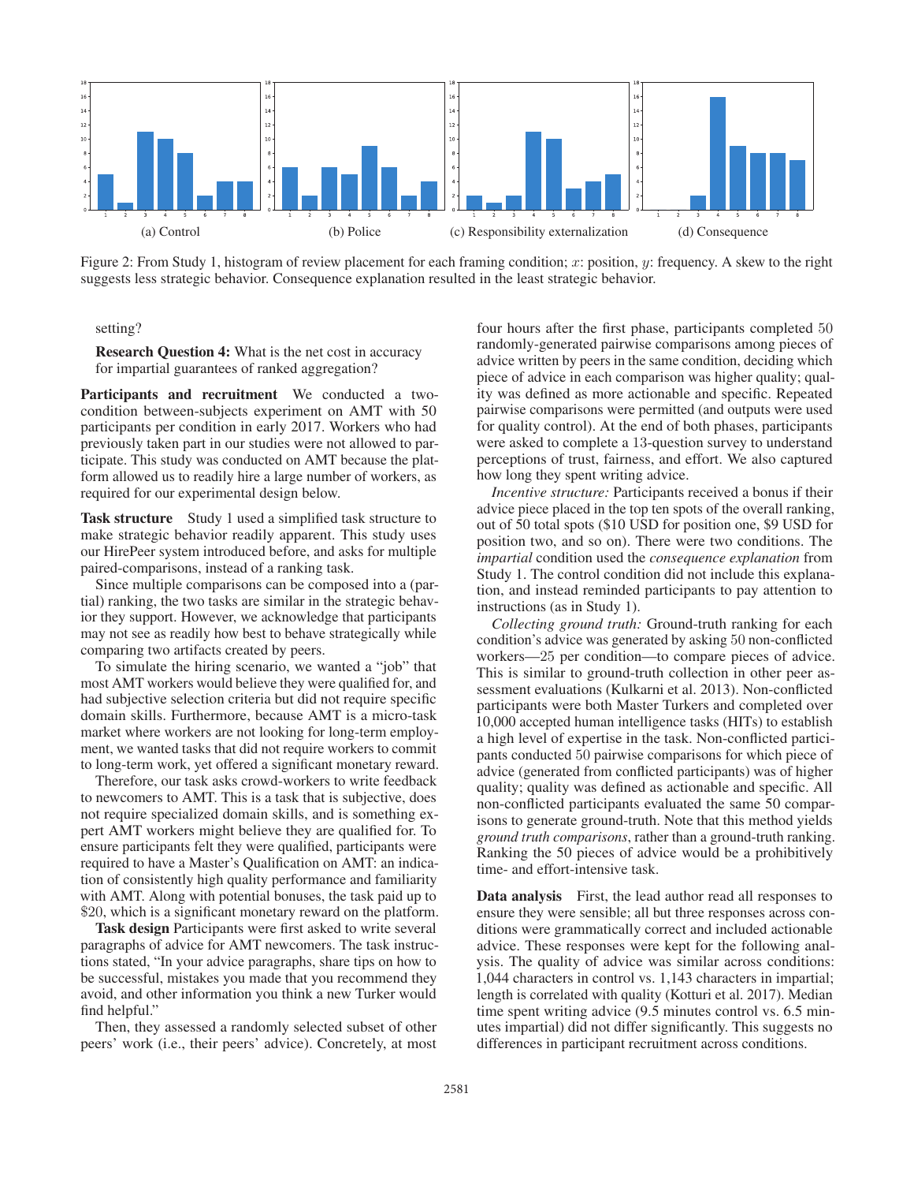(a) Control (b) Police (c) Responsibility externalization (d) Consequence

Figure 2: From Study 1, histogram of review placement for each framing condition; $x$: position, $y$: frequency. A skew to the right suggests less strategic behavior. Consequence explanation resulted in the least strategic behavior.

setting?

**Research Question 4:** What is the net cost in accuracy for impartial guarantees of ranked aggregation?

**Participants and recruitment** We conducted a two-condition between-subjects experiment on AMT with 50 participants per condition in early 2017. Workers who had previously taken part in our studies were not allowed to participate. This study was conducted on AMT because the platform allowed us to readily hire a large number of workers, as required for our experimental design below.

**Task structure** Study 1 used a simplified task structure to make strategic behavior readily apparent. This study uses our HirePeer system introduced before, and asks for multiple paired-comparisons, instead of a ranking task.

Since multiple comparisons can be composed into a (partial) ranking, the two tasks are similar in the strategic behavior they support. However, we acknowledge that participants may not see as readily how best to behave strategically while comparing two artifacts created by peers.

To simulate the hiring scenario, we wanted a "job" that most AMT workers would believe they were qualified for, and had subjective selection criteria but did not require specific domain skills. Furthermore, because AMT is a micro-task market where workers are not looking for long-term employment, we wanted tasks that did not require workers to commit to long-term work, yet offered a significant monetary reward.

Therefore, our task asks crowd-workers to write feedback to newcomers to AMT. This is a task that is subjective, does not require specialized domain skills, and is something expert AMT workers might believe they are qualified for. To ensure participants felt they were qualified, participants were required to have a Master's Qualification on AMT: an indication of consistently high quality performance and familiarity with AMT. Along with potential bonuses, the task paid up to \$20, which is a significant monetary reward on the platform.

**Task design** Participants were first asked to write several paragraphs of advice for AMT newcomers. The task instructions stated, "In your advice paragraphs, share tips on how to be successful, mistakes you made that you recommend they avoid, and other information you think a new Turker would find helpful."

Then, they assessed a randomly selected subset of other peers' work (i.e., their peers' advice). Concretely, at most four hours after the first phase, participants completed 50 randomly-generated pairwise comparisons among pieces of advice written by peers in the same condition, deciding which piece of advice in each comparison was higher quality; quality was defined as more actionable and specific. Repeated pairwise comparisons were permitted (and outputs were used for quality control). At the end of both phases, participants were asked to complete a 13-question survey to understand perceptions of trust, fairness, and effort. We also captured how long they spent writing advice.

*Incentive structure:* Participants received a bonus if their advice piece placed in the top ten spots of the overall ranking, out of 50 total spots (\$10 USD for position one, \$9 USD for position two, and so on). There were two conditions. The *impartial* condition used the *consequence explanation* from Study 1. The control condition did not include this explanation, and instead reminded participants to pay attention to instructions (as in Study 1).

*Collecting ground truth:* Ground-truth ranking for each condition's advice was generated by asking 50 non-conflicted workers—25 per condition—to compare pieces of advice. This is similar to ground-truth collection in other peer assessment evaluations (Kulkarni et al. 2013). Non-conflicted participants were both Master Turkers and completed over 10,000 accepted human intelligence tasks (HITs) to establish a high level of expertise in the task. Non-conflicted participants conducted 50 pairwise comparisons for which piece of advice (generated from conflicted participants) was of higher quality; quality was defined as actionable and specific. All non-conflicted participants evaluated the same 50 comparisons to generate ground-truth. Note that this method yields *ground truth comparisons*, rather than a ground-truth ranking. Ranking the 50 pieces of advice would be a prohibitively time- and effort-intensive task.

**Data analysis** First, the lead author read all responses to ensure they were sensible; all but three responses across conditions were grammatically correct and included actionable advice. These responses were kept for the following analysis. The quality of advice was similar across conditions: 1,044 characters in control vs. 1,143 characters in impartial; length is correlated with quality (Kotturi et al. 2017). Median time spent writing advice (9.5 minutes control vs. 6.5 minutes impartial) did not differ significantly. This suggests no differences in participant recruitment across conditions.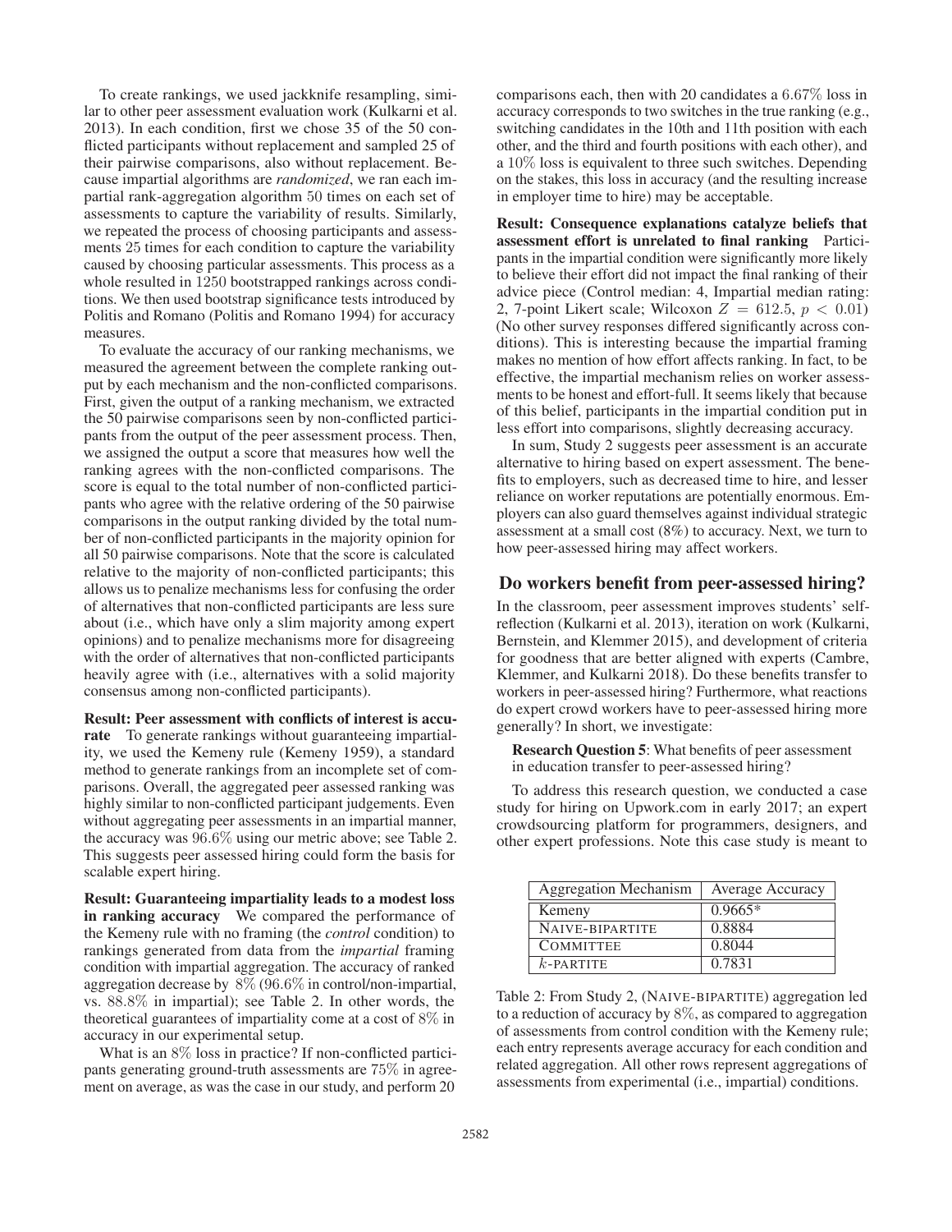To create rankings, we used jackknife resampling, similar to other peer assessment evaluation work (Kulkarni et al. 2013). In each condition, first we chose 35 of the 50 conflicted participants without replacement and sampled 25 of their pairwise comparisons, also without replacement. Because impartial algorithms are *randomized*, we ran each impartial rank-aggregation algorithm 50 times on each set of assessments to capture the variability of results. Similarly, we repeated the process of choosing participants and assessments 25 times for each condition to capture the variability caused by choosing particular assessments. This process as a whole resulted in 1250 bootstrapped rankings across conditions. We then used bootstrap significance tests introduced by Politis and Romano (Politis and Romano 1994) for accuracy measures.

To evaluate the accuracy of our ranking mechanisms, we measured the agreement between the complete ranking output by each mechanism and the non-conflicted comparisons. First, given the output of a ranking mechanism, we extracted the 50 pairwise comparisons seen by non-conflicted participants from the output of the peer assessment process. Then, we assigned the output a score that measures how well the ranking agrees with the non-conflicted comparisons. The score is equal to the total number of non-conflicted participants who agree with the relative ordering of the 50 pairwise comparisons in the output ranking divided by the total number of non-conflicted participants in the majority opinion for all 50 pairwise comparisons. Note that the score is calculated relative to the majority of non-conflicted participants; this allows us to penalize mechanisms less for confusing the order of alternatives that non-conflicted participants are less sure about (i.e., which have only a slim majority among expert opinions) and to penalize mechanisms more for disagreeing with the order of alternatives that non-conflicted participants heavily agree with (i.e., alternatives with a solid majority consensus among non-conflicted participants).

**Result: Peer assessment with conflicts of interest is accurate** To generate rankings without guaranteeing impartiality, we used the Kemeny rule (Kemeny 1959), a standard method to generate rankings from an incomplete set of comparisons. Overall, the aggregated peer assessed ranking was highly similar to non-conflicted participant judgements. Even without aggregating peer assessments in an impartial manner, the accuracy was $96.6\%$ using our metric above; see Table 2. This suggests peer assessed hiring could form the basis for scalable expert hiring.

**Result: Guaranteeing impartiality leads to a modest loss in ranking accuracy** We compared the performance of the Kemeny rule with no framing (the *control* condition) to rankings generated from data from the *impartial* framing condition with impartial aggregation. The accuracy of ranked aggregation decrease by $8\%$ ($96.6\%$ in control/non-impartial, vs. $88.8\%$ in impartial); see Table 2. In other words, the theoretical guarantees of impartiality come at a cost of $8\%$ in accuracy in our experimental setup.

What is an $8\%$ loss in practice? If non-conflicted participants generating ground-truth assessments are $75\%$ in agreement on average, as was the case in our study, and perform 20 comparisons each, then with 20 candidates a $6.67\%$ loss in accuracy corresponds to two switches in the true ranking (e.g., switching candidates in the 10th and 11th position with each other, and the third and fourth positions with each other), and a $10\%$ loss is equivalent to three such switches. Depending on the stakes, this loss in accuracy (and the resulting increase in employer time to hire) may be acceptable.

**Result: Consequence explanations catalyze beliefs that assessment effort is unrelated to final ranking** Participants in the impartial condition were significantly more likely to believe their effort did not impact the final ranking of their advice piece (Control median: 4, Impartial median rating: 2, 7-point Likert scale; Wilcoxon $Z = 612.5$, $p < 0.01$) (No other survey responses differed significantly across conditions). This is interesting because the impartial framing makes no mention of how effort affects ranking. In fact, to be effective, the impartial mechanism relies on worker assessments to be honest and effort-full. It seems likely that because of this belief, participants in the impartial condition put in less effort into comparisons, slightly decreasing accuracy.

In sum, Study 2 suggests peer assessment is an accurate alternative to hiring based on expert assessment. The benefits to employers, such as decreased time to hire, and lesser reliance on worker reputations are potentially enormous. Employers can also guard themselves against individual strategic assessment at a small cost (8%) to accuracy. Next, we turn to how peer-assessed hiring may affect workers.

## Do workers benefit from peer-assessed hiring?

In the classroom, peer assessment improves students' self-reflection (Kulkarni et al. 2013), iteration on work (Kulkarni, Bernstein, and Klemmer 2015), and development of criteria for goodness that are better aligned with experts (Cambre, Klemmer, and Kulkarni 2018). Do these benefits transfer to workers in peer-assessed hiring? Furthermore, what reactions do expert crowd workers have to peer-assessed hiring more generally? In short, we investigate:

> **Research Question 5**: What benefits of peer assessment in education transfer to peer-assessed hiring?

To address this research question, we conducted a case study for hiring on Upwork.com in early 2017; an expert crowdsourcing platform for programmers, designers, and other expert professions. Note this case study is meant to

| Aggregation Mechanism | Average Accuracy |
|---|---|
| Kemeny | 0.9665* |
| NAIVE-BIPARTITE | 0.8884 |
| COMMITTEE | 0.8044 |
| $k$-PARTITE | 0.7831 |

Table 2: From Study 2, (NAIVE-BIPARTITE) aggregation led to a reduction of accuracy by $8\%$, as compared to aggregation of assessments from control condition with the Kemeny rule; each entry represents average accuracy for each condition and related aggregation. All other rows represent aggregations of assessments from experimental (i.e., impartial) conditions.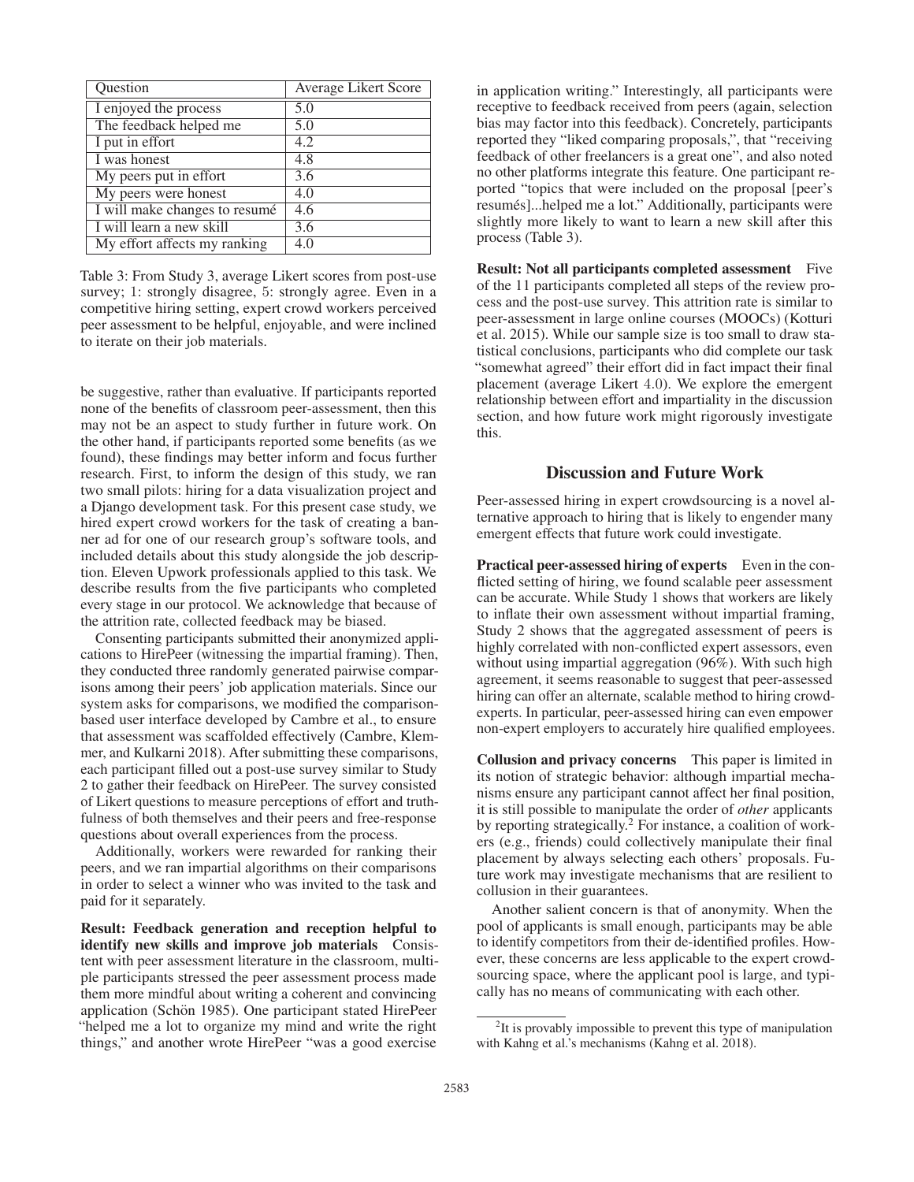| Question | Average Likert Score |
|---|---|
| I enjoyed the process | 5.0 |
| The feedback helped me | 5.0 |
| I put in effort | 4.2 |
| I was honest | 4.8 |
| My peers put in effort | 3.6 |
| My peers were honest | 4.0 |
| I will make changes to resumé | 4.6 |
| I will learn a new skill | 3.6 |
| My effort affects my ranking | 4.0 |

Table 3: From Study 3, average Likert scores from post-use survey; 1: strongly disagree, 5: strongly agree. Even in a competitive hiring setting, expert crowd workers perceived peer assessment to be helpful, enjoyable, and were inclined to iterate on their job materials.

be suggestive, rather than evaluative. If participants reported none of the benefits of classroom peer-assessment, then this may not be an aspect to study further in future work. On the other hand, if participants reported some benefits (as we found), these findings may better inform and focus further research. First, to inform the design of this study, we ran two small pilots: hiring for a data visualization project and a Django development task. For this present case study, we hired expert crowd workers for the task of creating a banner ad for one of our research group's software tools, and included details about this study alongside the job description. Eleven Upwork professionals applied to this task. We describe results from the five participants who completed every stage in our protocol. We acknowledge that because of the attrition rate, collected feedback may be biased.

Consenting participants submitted their anonymized applications to HirePeer (witnessing the impartial framing). Then, they conducted three randomly generated pairwise comparisons among their peers' job application materials. Since our system asks for comparisons, we modified the comparison-based user interface developed by Cambre et al., to ensure that assessment was scaffolded effectively (Cambre, Klemmer, and Kulkarni 2018). After submitting these comparisons, each participant filled out a post-use survey similar to Study 2 to gather their feedback on HirePeer. The survey consisted of Likert questions to measure perceptions of effort and truthfulness of both themselves and their peers and free-response questions about overall experiences from the process.

Additionally, workers were rewarded for ranking their peers, and we ran impartial algorithms on their comparisons in order to select a winner who was invited to the task and paid for it separately.

**Result: Feedback generation and reception helpful to identify new skills and improve job materials** Consistent with peer assessment literature in the classroom, multiple participants stressed the peer assessment process made them more mindful about writing a coherent and convincing application (Schön 1985). One participant stated HirePeer "helped me a lot to organize my mind and write the right things," and another wrote HirePeer "was a good exercise in application writing." Interestingly, all participants were receptive to feedback received from peers (again, selection bias may factor into this feedback). Concretely, participants reported they "liked comparing proposals,", that "receiving feedback of other freelancers is a great one", and also noted no other platforms integrate this feature. One participant reported "topics that were included on the proposal [peer's resumés]...helped me a lot." Additionally, participants were slightly more likely to want to learn a new skill after this process (Table 3).

**Result: Not all participants completed assessment** Five of the 11 participants completed all steps of the review process and the post-use survey. This attrition rate is similar to peer-assessment in large online courses (MOOCs) (Kotturi et al. 2015). While our sample size is too small to draw statistical conclusions, participants who did complete our task "somewhat agreed" their effort did in fact impact their final placement (average Likert 4.0). We explore the emergent relationship between effort and impartiality in the discussion section, and how future work might rigorously investigate this.

## Discussion and Future Work

Peer-assessed hiring in expert crowdsourcing is a novel alternative approach to hiring that is likely to engender many emergent effects that future work could investigate.

**Practical peer-assessed hiring of experts** Even in the conflicted setting of hiring, we found scalable peer assessment can be accurate. While Study 1 shows that workers are likely to inflate their own assessment without impartial framing, Study 2 shows that the aggregated assessment of peers is highly correlated with non-conflicted expert assessors, even without using impartial aggregation (96%). With such high agreement, it seems reasonable to suggest that peer-assessed hiring can offer an alternate, scalable method to hiring crowd-experts. In particular, peer-assessed hiring can even empower non-expert employers to accurately hire qualified employees.

**Collusion and privacy concerns** This paper is limited in its notion of strategic behavior: although impartial mechanisms ensure any participant cannot affect her final position, it is still possible to manipulate the order of *other* applicants by reporting strategically.[2] For instance, a coalition of workers (e.g., friends) could collectively manipulate their final placement by always selecting each others' proposals. Future work may investigate mechanisms that are resilient to collusion in their guarantees.

Another salient concern is that of anonymity. When the pool of applicants is small enough, participants may be able to identify competitors from their de-identified profiles. However, these concerns are less applicable to the expert crowdsourcing space, where the applicant pool is large, and typically has no means of communicating with each other.

[2] It is provably impossible to prevent this type of manipulation with Kahng et al.'s mechanisms (Kahng et al. 2018).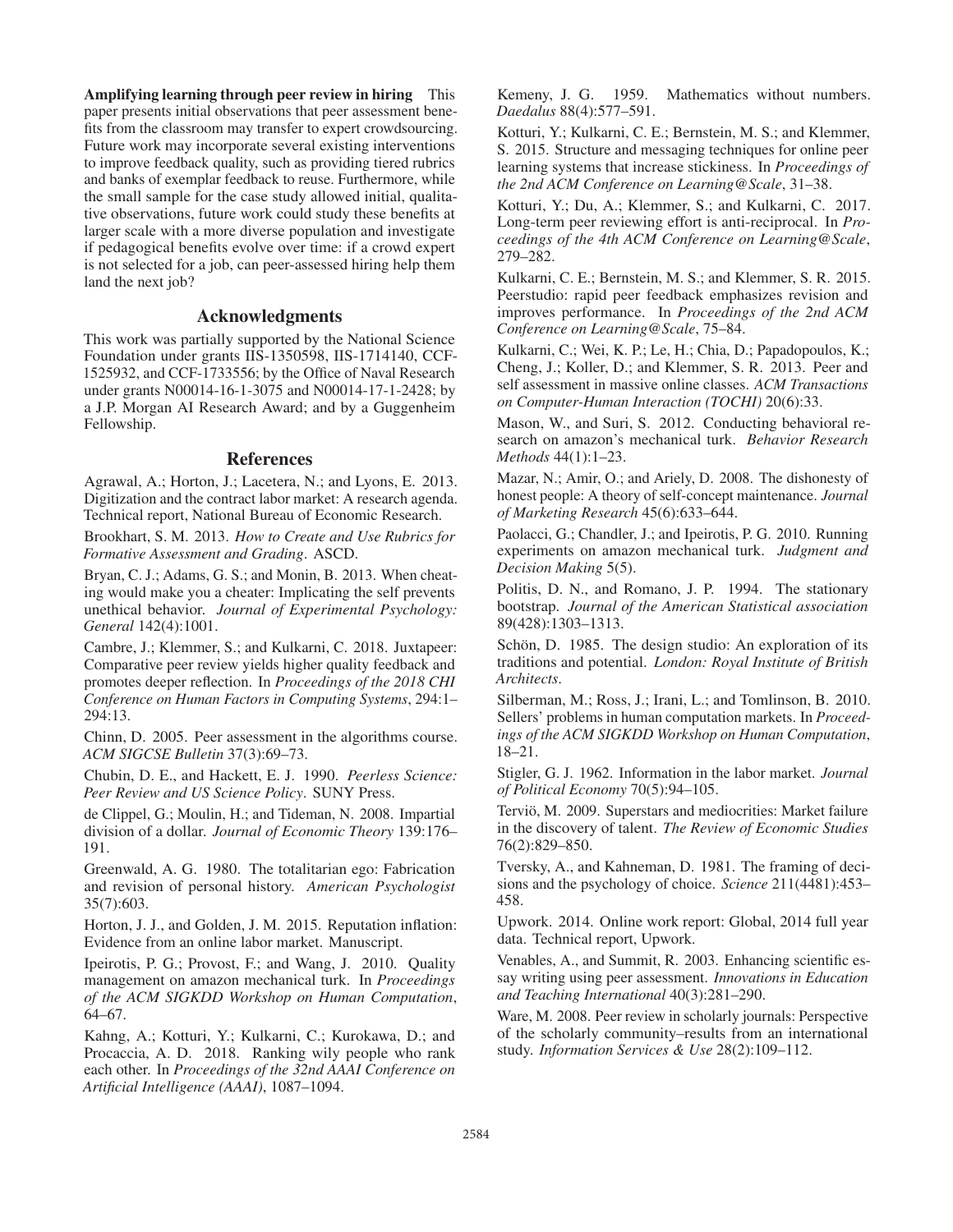**Amplifying learning through peer review in hiring** This paper presents initial observations that peer assessment benefits from the classroom may transfer to expert crowdsourcing. Future work may incorporate several existing interventions to improve feedback quality, such as providing tiered rubrics and banks of exemplar feedback to reuse. Furthermore, while the small sample for the case study allowed initial, qualitative observations, future work could study these benefits at larger scale with a more diverse population and investigate if pedagogical benefits evolve over time: if a crowd expert is not selected for a job, can peer-assessed hiring help them land the next job?

## Acknowledgments

This work was partially supported by the National Science Foundation under grants IIS-1350598, IIS-1714140, CCF-1525932, and CCF-1733556; by the Office of Naval Research under grants N00014-16-1-3075 and N00014-17-1-2428; by a J.P. Morgan AI Research Award; and by a Guggenheim Fellowship.

## References

Agrawal, A.; Horton, J.; Lacetera, N.; and Lyons, E. 2013. Digitization and the contract labor market: A research agenda. Technical report, National Bureau of Economic Research.

Brookhart, S. M. 2013. *How to Create and Use Rubrics for Formative Assessment and Grading*. ASCD.

Bryan, C. J.; Adams, G. S.; and Monin, B. 2013. When cheating would make you a cheater: Implicating the self prevents unethical behavior. *Journal of Experimental Psychology: General* 142(4):1001.

Cambre, J.; Klemmer, S.; and Kulkarni, C. 2018. Juxtapeer: Comparative peer review yields higher quality feedback and promotes deeper reflection. In *Proceedings of the 2018 CHI Conference on Human Factors in Computing Systems*, 294:1–294:13.

Chinn, D. 2005. Peer assessment in the algorithms course. *ACM SIGCSE Bulletin* 37(3):69–73.

Chubin, D. E., and Hackett, E. J. 1990. *Peerless Science: Peer Review and US Science Policy*. SUNY Press.

de Clippel, G.; Moulin, H.; and Tideman, N. 2008. Impartial division of a dollar. *Journal of Economic Theory* 139:176–191.

Greenwald, A. G. 1980. The totalitarian ego: Fabrication and revision of personal history. *American Psychologist* 35(7):603.

Horton, J. J., and Golden, J. M. 2015. Reputation inflation: Evidence from an online labor market. Manuscript.

Ipeirotis, P. G.; Provost, F.; and Wang, J. 2010. Quality management on amazon mechanical turk. In *Proceedings of the ACM SIGKDD Workshop on Human Computation*, 64–67.

Kahng, A.; Kotturi, Y.; Kulkarni, C.; Kurokawa, D.; and Procaccia, A. D. 2018. Ranking wily people who rank each other. In *Proceedings of the 32nd AAAI Conference on Artificial Intelligence (AAAI)*, 1087–1094.

Kemeny, J. G. 1959. Mathematics without numbers. *Daedalus* 88(4):577–591.

Kotturi, Y.; Kulkarni, C. E.; Bernstein, M. S.; and Klemmer, S. 2015. Structure and messaging techniques for online peer learning systems that increase stickiness. In *Proceedings of the 2nd ACM Conference on Learning@Scale*, 31–38.

Kotturi, Y.; Du, A.; Klemmer, S.; and Kulkarni, C. 2017. Long-term peer reviewing effort is anti-reciprocal. In *Proceedings of the 4th ACM Conference on Learning@Scale*, 279–282.

Kulkarni, C. E.; Bernstein, M. S.; and Klemmer, S. R. 2015. Peerstudio: rapid peer feedback emphasizes revision and improves performance. In *Proceedings of the 2nd ACM Conference on Learning@Scale*, 75–84.

Kulkarni, C.; Wei, K. P.; Le, H.; Chia, D.; Papadopoulos, K.; Cheng, J.; Koller, D.; and Klemmer, S. R. 2013. Peer and self assessment in massive online classes. *ACM Transactions on Computer-Human Interaction (TOCHI)* 20(6):33.

Mason, W., and Suri, S. 2012. Conducting behavioral research on amazon's mechanical turk. *Behavior Research Methods* 44(1):1–23.

Mazar, N.; Amir, O.; and Ariely, D. 2008. The dishonesty of honest people: A theory of self-concept maintenance. *Journal of Marketing Research* 45(6):633–644.

Paolacci, G.; Chandler, J.; and Ipeirotis, P. G. 2010. Running experiments on amazon mechanical turk. *Judgment and Decision Making* 5(5).

Politis, D. N., and Romano, J. P. 1994. The stationary bootstrap. *Journal of the American Statistical association* 89(428):1303–1313.

Schön, D. 1985. The design studio: An exploration of its traditions and potential. *London: Royal Institute of British Architects*.

Silberman, M.; Ross, J.; Irani, L.; and Tomlinson, B. 2010. Sellers' problems in human computation markets. In *Proceedings of the ACM SIGKDD Workshop on Human Computation*, 18–21.

Stigler, G. J. 1962. Information in the labor market. *Journal of Political Economy* 70(5):94–105.

Terviö, M. 2009. Superstars and mediocrities: Market failure in the discovery of talent. *The Review of Economic Studies* 76(2):829–850.

Tversky, A., and Kahneman, D. 1981. The framing of decisions and the psychology of choice. *Science* 211(4481):453–458.

Upwork. 2014. Online work report: Global, 2014 full year data. Technical report, Upwork.

Venables, A., and Summit, R. 2003. Enhancing scientific essay writing using peer assessment. *Innovations in Education and Teaching International* 40(3):281–290.

Ware, M. 2008. Peer review in scholarly journals: Perspective of the scholarly community–results from an international study. *Information Services & Use* 28(2):109–112.